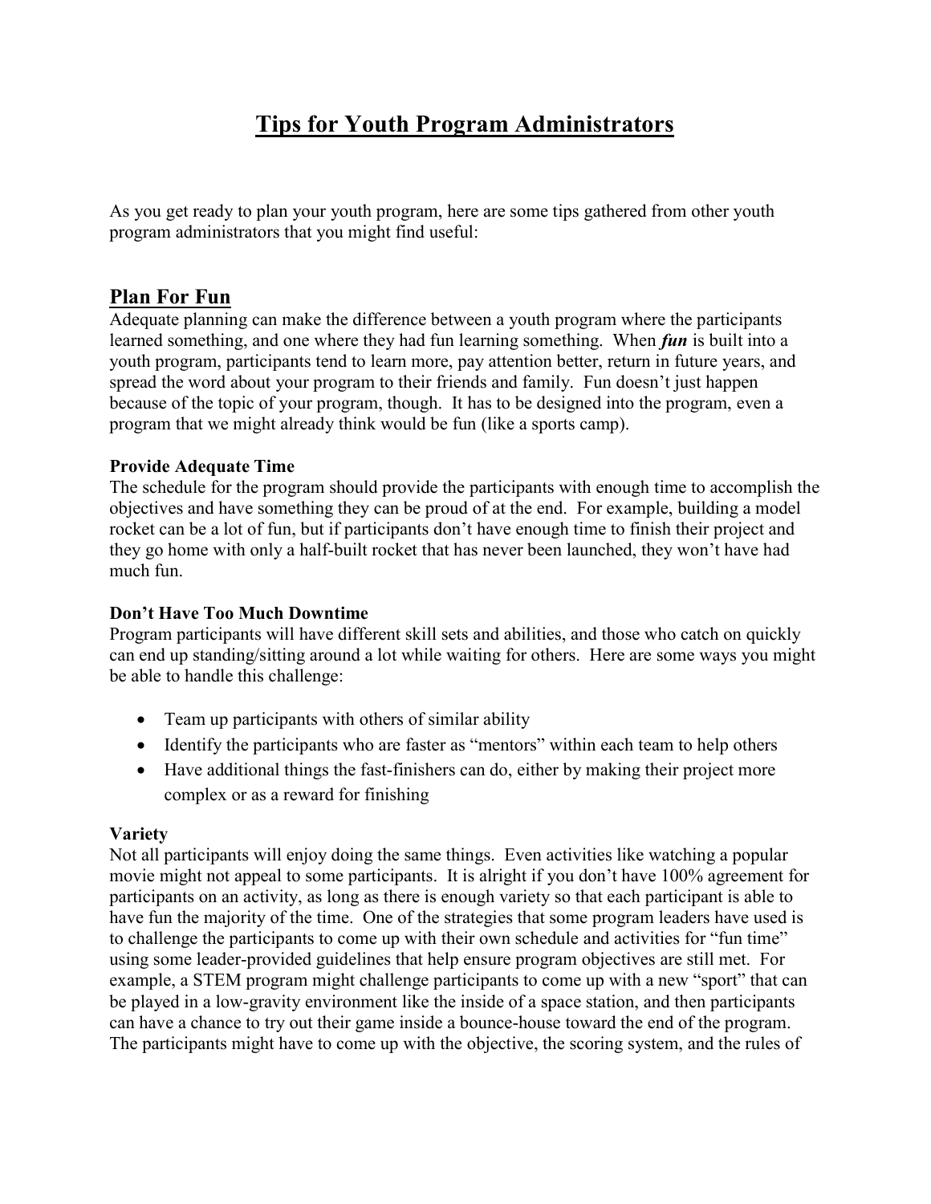# Tips for Youth Program Administrators

As you get ready to plan your youth program, here are some tips gathered from other youth program administrators that you might find useful:

## Plan For Fun

Adequate planning can make the difference between a youth program where the participants learned something, and one where they had fun learning something. When ***fun*** is built into a youth program, participants tend to learn more, pay attention better, return in future years, and spread the word about your program to their friends and family. Fun doesn't just happen because of the topic of your program, though. It has to be designed into the program, even a program that we might already think would be fun (like a sports camp).

### Provide Adequate Time

The schedule for the program should provide the participants with enough time to accomplish the objectives and have something they can be proud of at the end. For example, building a model rocket can be a lot of fun, but if participants don't have enough time to finish their project and they go home with only a half-built rocket that has never been launched, they won't have had much fun.

### Don't Have Too Much Downtime

Program participants will have different skill sets and abilities, and those who catch on quickly can end up standing/sitting around a lot while waiting for others. Here are some ways you might be able to handle this challenge:

- Team up participants with others of similar ability
- Identify the participants who are faster as "mentors" within each team to help others
- Have additional things the fast-finishers can do, either by making their project more complex or as a reward for finishing

### Variety

Not all participants will enjoy doing the same things. Even activities like watching a popular movie might not appeal to some participants. It is alright if you don't have 100% agreement for participants on an activity, as long as there is enough variety so that each participant is able to have fun the majority of the time. One of the strategies that some program leaders have used is to challenge the participants to come up with their own schedule and activities for "fun time" using some leader-provided guidelines that help ensure program objectives are still met. For example, a STEM program might challenge participants to come up with a new "sport" that can be played in a low-gravity environment like the inside of a space station, and then participants can have a chance to try out their game inside a bounce-house toward the end of the program. The participants might have to come up with the objective, the scoring system, and the rules of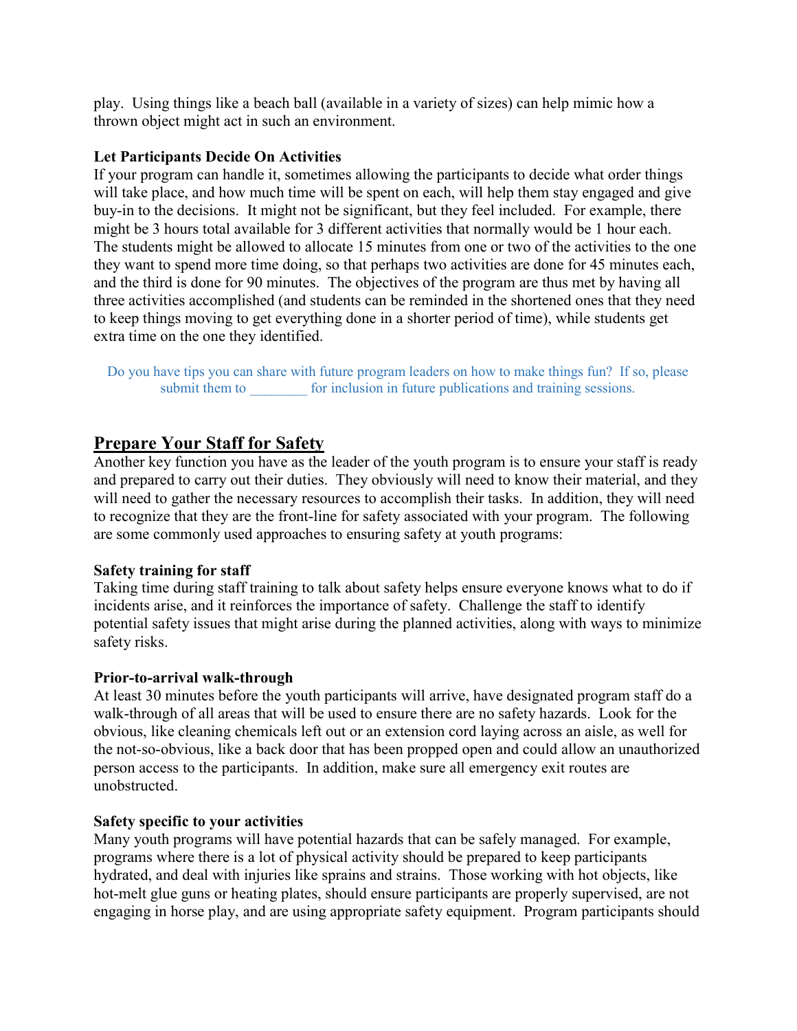play. Using things like a beach ball (available in a variety of sizes) can help mimic how a thrown object might act in such an environment.

**Let Participants Decide On Activities**

If your program can handle it, sometimes allowing the participants to decide what order things will take place, and how much time will be spent on each, will help them stay engaged and give buy-in to the decisions. It might not be significant, but they feel included. For example, there might be 3 hours total available for 3 different activities that normally would be 1 hour each. The students might be allowed to allocate 15 minutes from one or two of the activities to the one they want to spend more time doing, so that perhaps two activities are done for 45 minutes each, and the third is done for 90 minutes. The objectives of the program are thus met by having all three activities accomplished (and students can be reminded in the shortened ones that they need to keep things moving to get everything done in a shorter period of time), while students get extra time on the one they identified.

Do you have tips you can share with future program leaders on how to make things fun? If so, please submit them to ________ for inclusion in future publications and training sessions.

## Prepare Your Staff for Safety

Another key function you have as the leader of the youth program is to ensure your staff is ready and prepared to carry out their duties. They obviously will need to know their material, and they will need to gather the necessary resources to accomplish their tasks. In addition, they will need to recognize that they are the front-line for safety associated with your program. The following are some commonly used approaches to ensuring safety at youth programs:

**Safety training for staff**

Taking time during staff training to talk about safety helps ensure everyone knows what to do if incidents arise, and it reinforces the importance of safety. Challenge the staff to identify potential safety issues that might arise during the planned activities, along with ways to minimize safety risks.

**Prior-to-arrival walk-through**

At least 30 minutes before the youth participants will arrive, have designated program staff do a walk-through of all areas that will be used to ensure there are no safety hazards. Look for the obvious, like cleaning chemicals left out or an extension cord laying across an aisle, as well for the not-so-obvious, like a back door that has been propped open and could allow an unauthorized person access to the participants. In addition, make sure all emergency exit routes are unobstructed.

**Safety specific to your activities**

Many youth programs will have potential hazards that can be safely managed. For example, programs where there is a lot of physical activity should be prepared to keep participants hydrated, and deal with injuries like sprains and strains. Those working with hot objects, like hot-melt glue guns or heating plates, should ensure participants are properly supervised, are not engaging in horse play, and are using appropriate safety equipment. Program participants should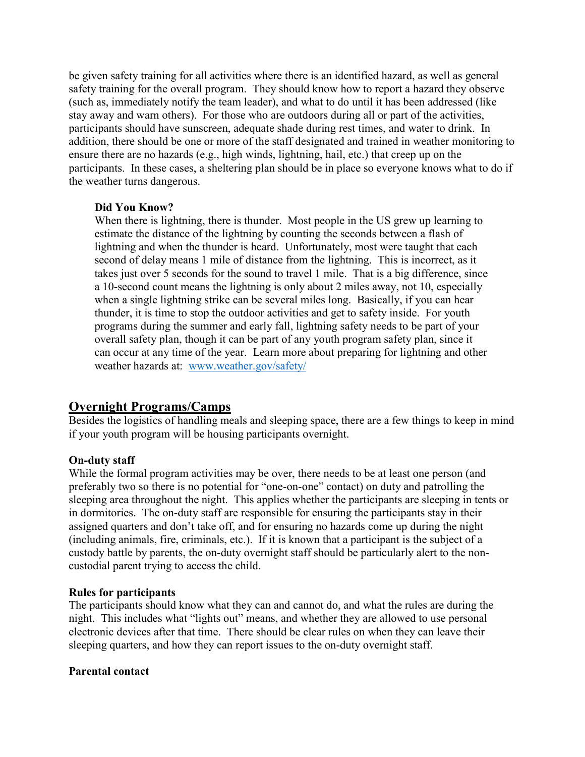be given safety training for all activities where there is an identified hazard, as well as general safety training for the overall program. They should know how to report a hazard they observe (such as, immediately notify the team leader), and what to do until it has been addressed (like stay away and warn others). For those who are outdoors during all or part of the activities, participants should have sunscreen, adequate shade during rest times, and water to drink. In addition, there should be one or more of the staff designated and trained in weather monitoring to ensure there are no hazards (e.g., high winds, lightning, hail, etc.) that creep up on the participants. In these cases, a sheltering plan should be in place so everyone knows what to do if the weather turns dangerous.

> **Did You Know?**
> When there is lightning, there is thunder. Most people in the US grew up learning to estimate the distance of the lightning by counting the seconds between a flash of lightning and when the thunder is heard. Unfortunately, most were taught that each second of delay means 1 mile of distance from the lightning. This is incorrect, as it takes just over 5 seconds for the sound to travel 1 mile. That is a big difference, since a 10-second count means the lightning is only about 2 miles away, not 10, especially when a single lightning strike can be several miles long. Basically, if you can hear thunder, it is time to stop the outdoor activities and get to safety inside. For youth programs during the summer and early fall, lightning safety needs to be part of your overall safety plan, though it can be part of any youth program safety plan, since it can occur at any time of the year. Learn more about preparing for lightning and other weather hazards at: [www.weather.gov/safety/](http://www.weather.gov/safety/)

## Overnight Programs/Camps

Besides the logistics of handling meals and sleeping space, there are a few things to keep in mind if your youth program will be housing participants overnight.

### On-duty staff

While the formal program activities may be over, there needs to be at least one person (and preferably two so there is no potential for "one-on-one" contact) on duty and patrolling the sleeping area throughout the night. This applies whether the participants are sleeping in tents or in dormitories. The on-duty staff are responsible for ensuring the participants stay in their assigned quarters and don't take off, and for ensuring no hazards come up during the night (including animals, fire, criminals, etc.). If it is known that a participant is the subject of a custody battle by parents, the on-duty overnight staff should be particularly alert to the non-custodial parent trying to access the child.

### Rules for participants

The participants should know what they can and cannot do, and what the rules are during the night. This includes what "lights out" means, and whether they are allowed to use personal electronic devices after that time. There should be clear rules on when they can leave their sleeping quarters, and how they can report issues to the on-duty overnight staff.

### Parental contact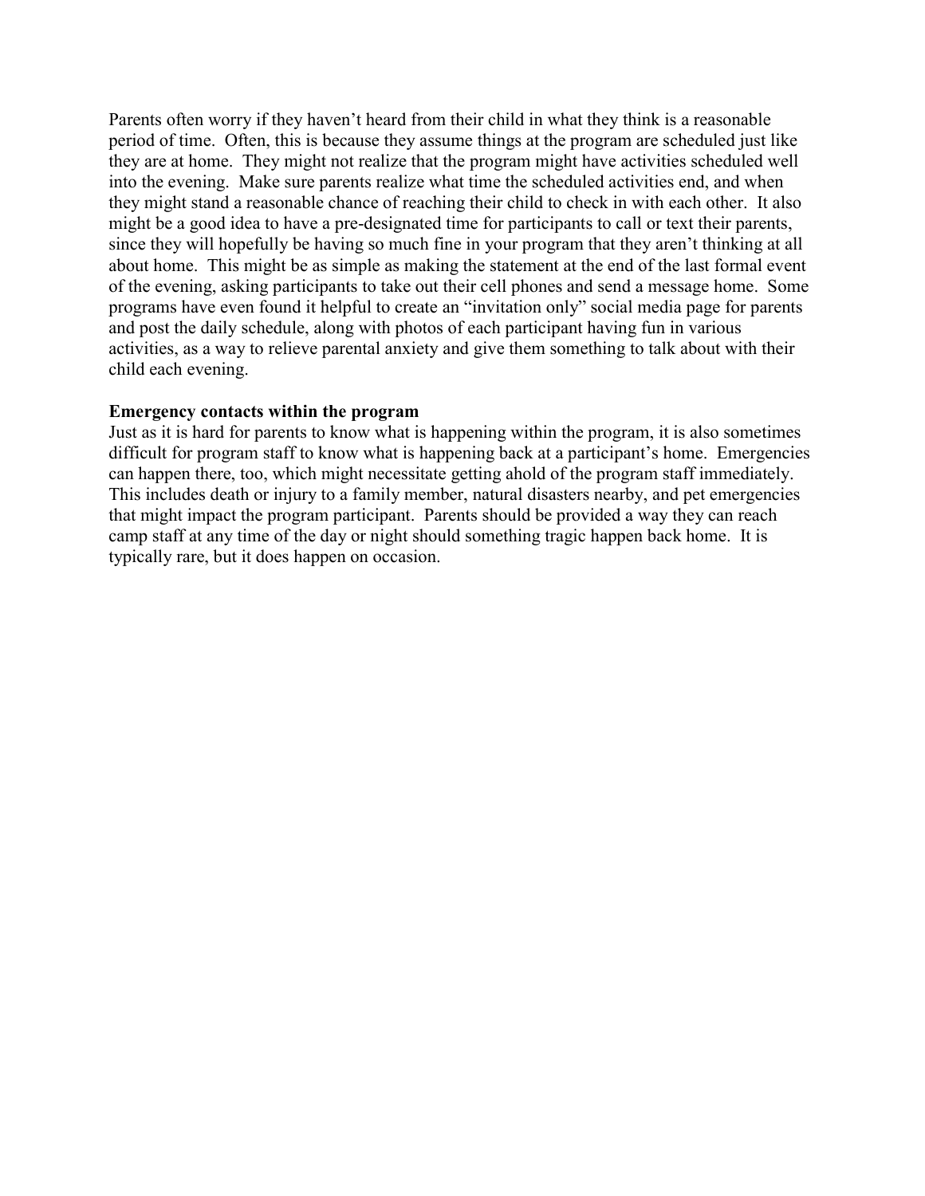Parents often worry if they haven't heard from their child in what they think is a reasonable period of time. Often, this is because they assume things at the program are scheduled just like they are at home. They might not realize that the program might have activities scheduled well into the evening. Make sure parents realize what time the scheduled activities end, and when they might stand a reasonable chance of reaching their child to check in with each other. It also might be a good idea to have a pre-designated time for participants to call or text their parents, since they will hopefully be having so much fine in your program that they aren't thinking at all about home. This might be as simple as making the statement at the end of the last formal event of the evening, asking participants to take out their cell phones and send a message home. Some programs have even found it helpful to create an "invitation only" social media page for parents and post the daily schedule, along with photos of each participant having fun in various activities, as a way to relieve parental anxiety and give them something to talk about with their child each evening.

**Emergency contacts within the program**

Just as it is hard for parents to know what is happening within the program, it is also sometimes difficult for program staff to know what is happening back at a participant's home. Emergencies can happen there, too, which might necessitate getting ahold of the program staff immediately. This includes death or injury to a family member, natural disasters nearby, and pet emergencies that might impact the program participant. Parents should be provided a way they can reach camp staff at any time of the day or night should something tragic happen back home. It is typically rare, but it does happen on occasion.